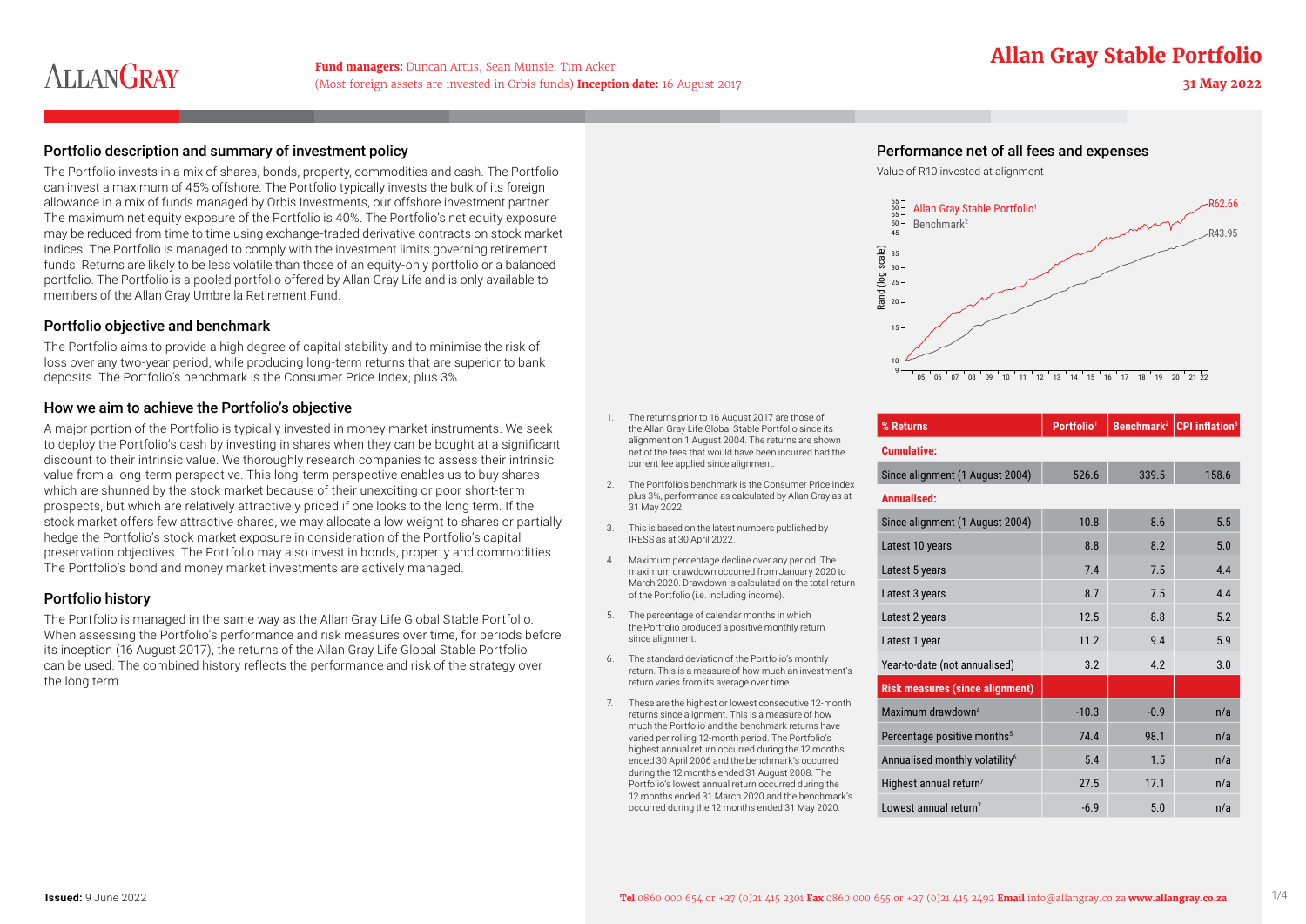# Allan Gray Stable Portfolio

**31 May 2022**

**Fund managers:** Duncan Artus, Sean Munsie, Tim Acker
(Most foreign assets are invested in Orbis funds) **Inception date:** 16 August 2017

## Portfolio description and summary of investment policy

The Portfolio invests in a mix of shares, bonds, property, commodities and cash. The Portfolio can invest a maximum of 45% offshore. The Portfolio typically invests the bulk of its foreign allowance in a mix of funds managed by Orbis Investments, our offshore investment partner. The maximum net equity exposure of the Portfolio is 40%. The Portfolio's net equity exposure may be reduced from time to time using exchange-traded derivative contracts on stock market indices. The Portfolio is managed to comply with the investment limits governing retirement funds. Returns are likely to be less volatile than those of an equity-only portfolio or a balanced portfolio. The Portfolio is a pooled portfolio offered by Allan Gray Life and is only available to members of the Allan Gray Umbrella Retirement Fund.

## Portfolio objective and benchmark

The Portfolio aims to provide a high degree of capital stability and to minimise the risk of loss over any two-year period, while producing long-term returns that are superior to bank deposits. The Portfolio's benchmark is the Consumer Price Index, plus 3%.

## How we aim to achieve the Portfolio's objective

A major portion of the Portfolio is typically invested in money market instruments. We seek to deploy the Portfolio's cash by investing in shares when they can be bought at a significant discount to their intrinsic value. We thoroughly research companies to assess their intrinsic value from a long-term perspective. This long-term perspective enables us to buy shares which are shunned by the stock market because of their unexciting or poor short-term prospects, but which are relatively attractively priced if one looks to the long term. If the stock market offers few attractive shares, we may allocate a low weight to shares or partially hedge the Portfolio's stock market exposure in consideration of the Portfolio's capital preservation objectives. The Portfolio may also invest in bonds, property and commodities. The Portfolio's bond and money market investments are actively managed.

## Portfolio history

The Portfolio is managed in the same way as the Allan Gray Life Global Stable Portfolio. When assessing the Portfolio's performance and risk measures over time, for periods before its inception (16 August 2017), the returns of the Allan Gray Life Global Stable Portfolio can be used. The combined history reflects the performance and risk of the strategy over the long term.

## Performance net of all fees and expenses

Value of R10 invested at alignment

Allan Gray Stable Portfolio[1]: R62.66
Benchmark[2]: R43.95

| % Returns | Portfolio[1] | Benchmark[2] | CPI inflation[3] |
|---|---|---|---|
| **Cumulative:** | | | |
| Since alignment (1 August 2004) | 526.6 | 339.5 | 158.6 |
| **Annualised:** | | | |
| Since alignment (1 August 2004) | 10.8 | 8.6 | 5.5 |
| Latest 10 years | 8.8 | 8.2 | 5.0 |
| Latest 5 years | 7.4 | 7.5 | 4.4 |
| Latest 3 years | 8.7 | 7.5 | 4.4 |
| Latest 2 years | 12.5 | 8.8 | 5.2 |
| Latest 1 year | 11.2 | 9.4 | 5.9 |
| Year-to-date (not annualised) | 3.2 | 4.2 | 3.0 |
| **Risk measures (since alignment)** | | | |
| Maximum drawdown[4] | -10.3 | -0.9 | n/a |
| Percentage positive months[5] | 74.4 | 98.1 | n/a |
| Annualised monthly volatility[6] | 5.4 | 1.5 | n/a |
| Highest annual return[7] | 27.5 | 17.1 | n/a |
| Lowest annual return[7] | -6.9 | 5.0 | n/a |

1. The returns prior to 16 August 2017 are those of the Allan Gray Life Global Stable Portfolio since its alignment on 1 August 2004. The returns are shown net of the fees that would have been incurred had the current fee applied since alignment.
2. The Portfolio's benchmark is the Consumer Price Index plus 3%, performance as calculated by Allan Gray as at 31 May 2022.
3. This is based on the latest numbers published by IRESS as at 30 April 2022.
4. Maximum percentage decline over any period. The maximum drawdown occurred from January 2020 to March 2020. Drawdown is calculated on the total return of the Portfolio (i.e. including income).
5. The percentage of calendar months in which the Portfolio produced a positive monthly return since alignment.
6. The standard deviation of the Portfolio's monthly return. This is a measure of how much an investment's return varies from its average over time.
7. These are the highest or lowest consecutive 12-month returns since alignment. This is a measure of how much the Portfolio and the benchmark returns have varied per rolling 12-month period. The Portfolio's highest annual return occurred during the 12 months ended 30 April 2006 and the benchmark's occurred during the 12 months ended 31 August 2008. The Portfolio's lowest annual return occurred during the 12 months ended 31 March 2020 and the benchmark's occurred during the 12 months ended 31 May 2020.

**Issued:** 9 June 2022

**Tel** 0860 000 654 or +27 (0)21 415 2301 **Fax** 0860 000 655 or +27 (0)21 415 2492 **Email** info@allangray.co.za **www.allangray.co.za**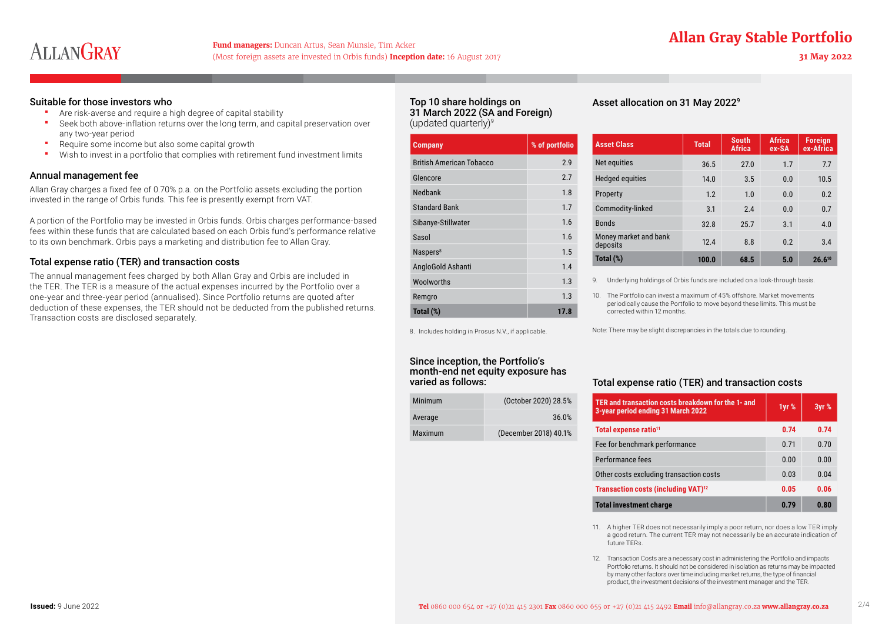# Allan Gray Stable Portfolio

**31 May 2022**

**Fund managers:** Duncan Artus, Sean Munsie, Tim Acker
(Most foreign assets are invested in Orbis funds) **Inception date:** 16 August 2017

## Suitable for those investors who

- Are risk-averse and require a high degree of capital stability
- Seek both above-inflation returns over the long term, and capital preservation over any two-year period
- Require some income but also some capital growth
- Wish to invest in a portfolio that complies with retirement fund investment limits

## Annual management fee

Allan Gray charges a fixed fee of 0.70% p.a. on the Portfolio assets excluding the portion invested in the range of Orbis funds. This fee is presently exempt from VAT.

A portion of the Portfolio may be invested in Orbis funds. Orbis charges performance-based fees within these funds that are calculated based on each Orbis fund's performance relative to its own benchmark. Orbis pays a marketing and distribution fee to Allan Gray.

## Total expense ratio (TER) and transaction costs

The annual management fees charged by both Allan Gray and Orbis are included in the TER. The TER is a measure of the actual expenses incurred by the Portfolio over a one-year and three-year period (annualised). Since Portfolio returns are quoted after deduction of these expenses, the TER should not be deducted from the published returns. Transaction costs are disclosed separately.

## Top 10 share holdings on 31 March 2022 (SA and Foreign) (updated quarterly)[9]

| Company | % of portfolio |
|---|---|
| British American Tobacco | 2.9 |
| Glencore | 2.7 |
| Nedbank | 1.8 |
| Standard Bank | 1.7 |
| Sibanye-Stillwater | 1.6 |
| Sasol | 1.6 |
| Naspers[8] | 1.5 |
| AngloGold Ashanti | 1.4 |
| Woolworths | 1.3 |
| Remgro | 1.3 |
| **Total (%)** | **17.8** |

8. Includes holding in Prosus N.V., if applicable.

## Since inception, the Portfolio's month-end net equity exposure has varied as follows:

| | |
|---|---|
| Minimum | (October 2020) 28.5% |
| Average | 36.0% |
| Maximum | (December 2018) 40.1% |

## Asset allocation on 31 May 2022[9]

| Asset Class | Total | South Africa | Africa ex-SA | Foreign ex-Africa |
|---|---|---|---|---|
| Net equities | 36.5 | 27.0 | 1.7 | 7.7 |
| Hedged equities | 14.0 | 3.5 | 0.0 | 10.5 |
| Property | 1.2 | 1.0 | 0.0 | 0.2 |
| Commodity-linked | 3.1 | 2.4 | 0.0 | 0.7 |
| Bonds | 32.8 | 25.7 | 3.1 | 4.0 |
| Money market and bank deposits | 12.4 | 8.8 | 0.2 | 3.4 |
| **Total (%)** | **100.0** | **68.5** | **5.0** | **26.6[10]** |

9. Underlying holdings of Orbis funds are included on a look-through basis.

10. The Portfolio can invest a maximum of 45% offshore. Market movements periodically cause the Portfolio to move beyond these limits. This must be corrected within 12 months.

Note: There may be slight discrepancies in the totals due to rounding.

## Total expense ratio (TER) and transaction costs

| TER and transaction costs breakdown for the 1- and 3-year period ending 31 March 2022 | 1yr % | 3yr % |
|---|---|---|
| **Total expense ratio[11]** | **0.74** | **0.74** |
| Fee for benchmark performance | 0.71 | 0.70 |
| Performance fees | 0.00 | 0.00 |
| Other costs excluding transaction costs | 0.03 | 0.04 |
| **Transaction costs (including VAT)[12]** | **0.05** | **0.06** |
| **Total investment charge** | **0.79** | **0.80** |

11. A higher TER does not necessarily imply a poor return, nor does a low TER imply a good return. The current TER may not necessarily be an accurate indication of future TERs.

12. Transaction Costs are a necessary cost in administering the Portfolio and impacts Portfolio returns. It should not be considered in isolation as returns may be impacted by many other factors over time including market returns, the type of financial product, the investment decisions of the investment manager and the TER.

**Issued:** 9 June 2022

**Tel** 0860 000 654 or +27 (0)21 415 2301 **Fax** 0860 000 655 or +27 (0)21 415 2492 **Email** info@allangray.co.za **www.allangray.co.za**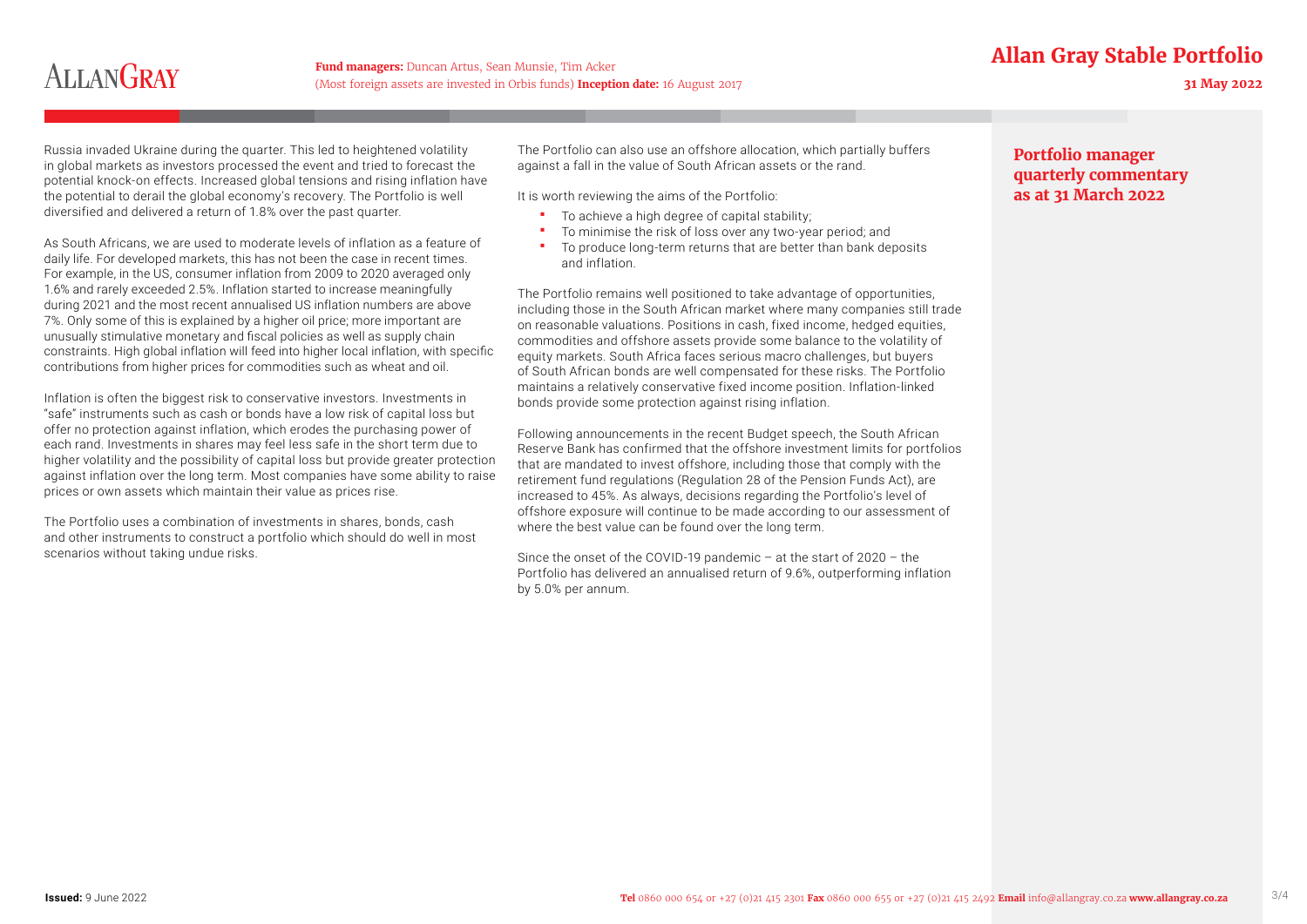## Portfolio manager quarterly commentary as at 31 March 2022

Russia invaded Ukraine during the quarter. This led to heightened volatility in global markets as investors processed the event and tried to forecast the potential knock-on effects. Increased global tensions and rising inflation have the potential to derail the global economy's recovery. The Portfolio is well diversified and delivered a return of 1.8% over the past quarter.

As South Africans, we are used to moderate levels of inflation as a feature of daily life. For developed markets, this has not been the case in recent times. For example, in the US, consumer inflation from 2009 to 2020 averaged only 1.6% and rarely exceeded 2.5%. Inflation started to increase meaningfully during 2021 and the most recent annualised US inflation numbers are above 7%. Only some of this is explained by a higher oil price; more important are unusually stimulative monetary and fiscal policies as well as supply chain constraints. High global inflation will feed into higher local inflation, with specific contributions from higher prices for commodities such as wheat and oil.

Inflation is often the biggest risk to conservative investors. Investments in "safe" instruments such as cash or bonds have a low risk of capital loss but offer no protection against inflation, which erodes the purchasing power of each rand. Investments in shares may feel less safe in the short term due to higher volatility and the possibility of capital loss but provide greater protection against inflation over the long term. Most companies have some ability to raise prices or own assets which maintain their value as prices rise.

The Portfolio uses a combination of investments in shares, bonds, cash and other instruments to construct a portfolio which should do well in most scenarios without taking undue risks.

The Portfolio can also use an offshore allocation, which partially buffers against a fall in the value of South African assets or the rand.

It is worth reviewing the aims of the Portfolio:

- To achieve a high degree of capital stability;
- To minimise the risk of loss over any two-year period; and
- To produce long-term returns that are better than bank deposits and inflation.

The Portfolio remains well positioned to take advantage of opportunities, including those in the South African market where many companies still trade on reasonable valuations. Positions in cash, fixed income, hedged equities, commodities and offshore assets provide some balance to the volatility of equity markets. South Africa faces serious macro challenges, but buyers of South African bonds are well compensated for these risks. The Portfolio maintains a relatively conservative fixed income position. Inflation-linked bonds provide some protection against rising inflation.

Following announcements in the recent Budget speech, the South African Reserve Bank has confirmed that the offshore investment limits for portfolios that are mandated to invest offshore, including those that comply with the retirement fund regulations (Regulation 28 of the Pension Funds Act), are increased to 45%. As always, decisions regarding the Portfolio's level of offshore exposure will continue to be made according to our assessment of where the best value can be found over the long term.

Since the onset of the COVID-19 pandemic – at the start of 2020 – the Portfolio has delivered an annualised return of 9.6%, outperforming inflation by 5.0% per annum.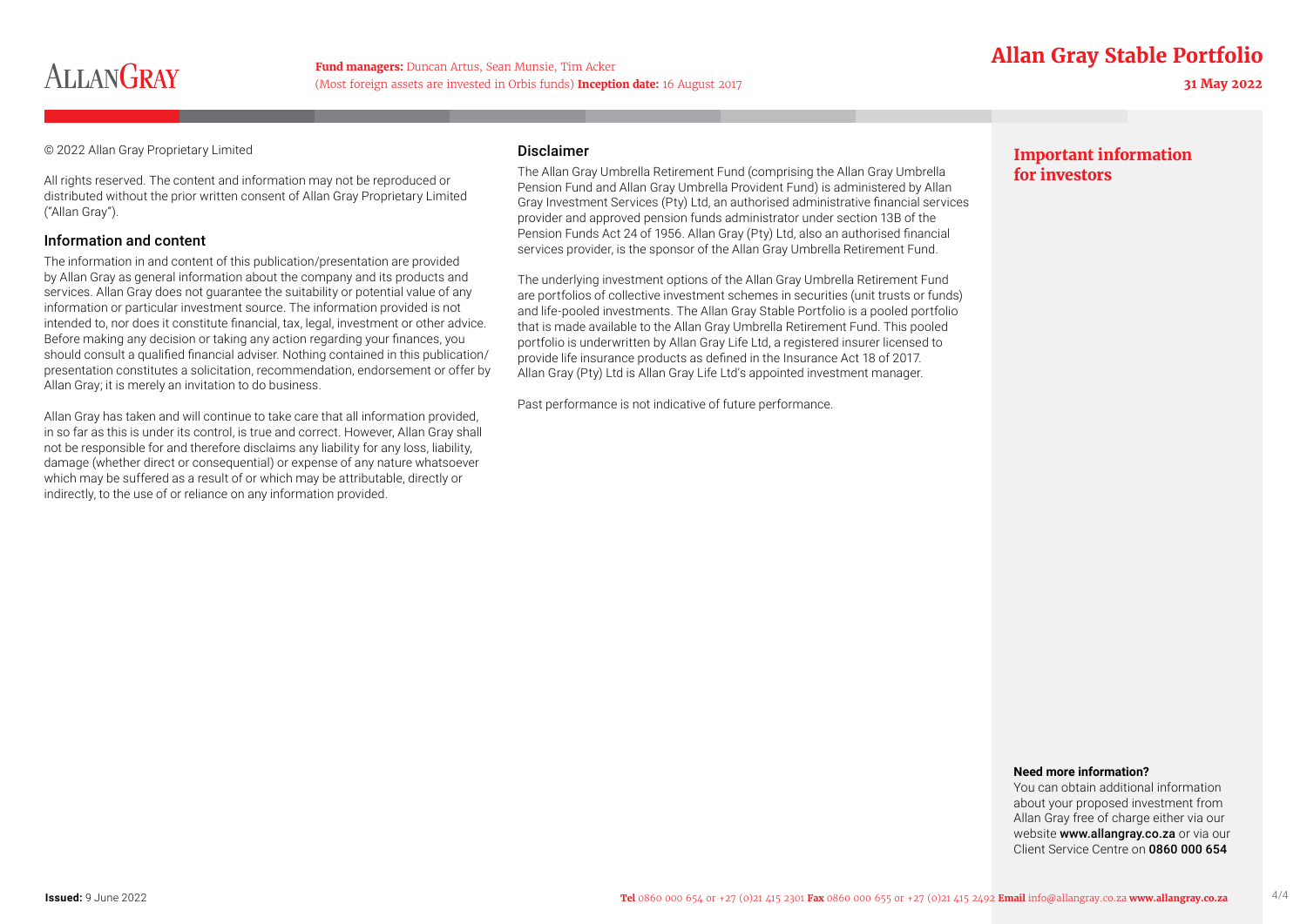## Important information for investors

© 2022 Allan Gray Proprietary Limited

All rights reserved. The content and information may not be reproduced or distributed without the prior written consent of Allan Gray Proprietary Limited ("Allan Gray").

### Information and content

The information in and content of this publication/presentation are provided by Allan Gray as general information about the company and its products and services. Allan Gray does not guarantee the suitability or potential value of any information or particular investment source. The information provided is not intended to, nor does it constitute financial, tax, legal, investment or other advice. Before making any decision or taking any action regarding your finances, you should consult a qualified financial adviser. Nothing contained in this publication/presentation constitutes a solicitation, recommendation, endorsement or offer by Allan Gray; it is merely an invitation to do business.

Allan Gray has taken and will continue to take care that all information provided, in so far as this is under its control, is true and correct. However, Allan Gray shall not be responsible for and therefore disclaims any liability for any loss, liability, damage (whether direct or consequential) or expense of any nature whatsoever which may be suffered as a result of or which may be attributable, directly or indirectly, to the use of or reliance on any information provided.

### Disclaimer

The Allan Gray Umbrella Retirement Fund (comprising the Allan Gray Umbrella Pension Fund and Allan Gray Umbrella Provident Fund) is administered by Allan Gray Investment Services (Pty) Ltd, an authorised administrative financial services provider and approved pension funds administrator under section 13B of the Pension Funds Act 24 of 1956. Allan Gray (Pty) Ltd, also an authorised financial services provider, is the sponsor of the Allan Gray Umbrella Retirement Fund.

The underlying investment options of the Allan Gray Umbrella Retirement Fund are portfolios of collective investment schemes in securities (unit trusts or funds) and life-pooled investments. The Allan Gray Stable Portfolio is a pooled portfolio that is made available to the Allan Gray Umbrella Retirement Fund. This pooled portfolio is underwritten by Allan Gray Life Ltd, a registered insurer licensed to provide life insurance products as defined in the Insurance Act 18 of 2017. Allan Gray (Pty) Ltd is Allan Gray Life Ltd's appointed investment manager.

Past performance is not indicative of future performance.

**Need more information?**
You can obtain additional information about your proposed investment from Allan Gray free of charge either via our website **www.allangray.co.za** or via our Client Service Centre on **0860 000 654**

**Issued:** 9 June 2022